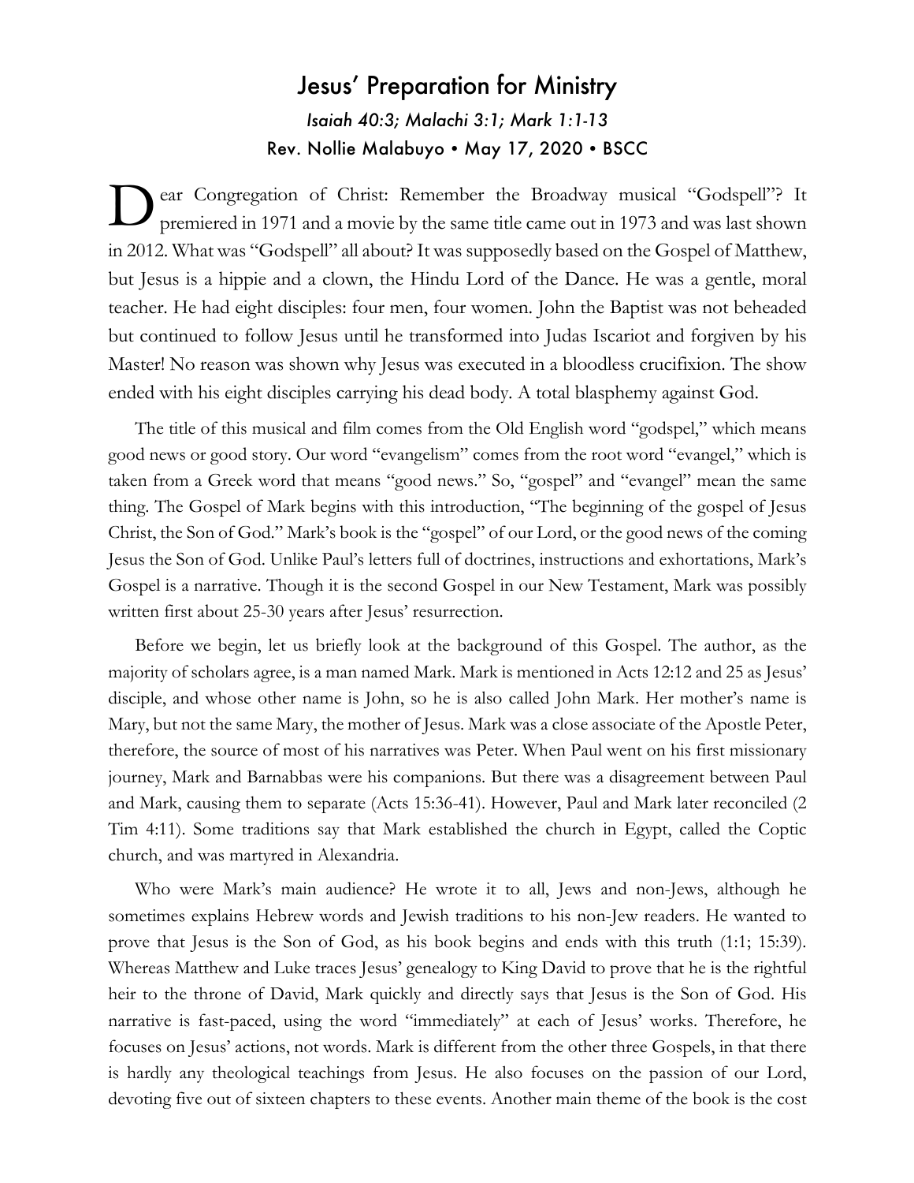# Jesus' Preparation for Ministry

*Isaiah 40:3; Malachi 3:1; Mark 1:1-13*

Rev. Nollie Malabuyo • May 17, 2020 • BSCC

Dear Congregation of Christ: Remember the Broadway musical "Godspell"? It premiered in 1971 and a movie by the same title came out in 1973 and was last shown in 2012. What was "Godspell" all about? It was supposedly based on the Gospel of Matthew, but Jesus is a hippie and a clown, the Hindu Lord of the Dance. He was a gentle, moral teacher. He had eight disciples: four men, four women. John the Baptist was not beheaded but continued to follow Jesus until he transformed into Judas Iscariot and forgiven by his Master! No reason was shown why Jesus was executed in a bloodless crucifixion. The show ended with his eight disciples carrying his dead body. A total blasphemy against God.

The title of this musical and film comes from the Old English word "godspel," which means good news or good story. Our word "evangelism" comes from the root word "evangel," which is taken from a Greek word that means "good news." So, "gospel" and "evangel" mean the same thing. The Gospel of Mark begins with this introduction, "The beginning of the gospel of Jesus Christ, the Son of God." Mark's book is the "gospel" of our Lord, or the good news of the coming Jesus the Son of God. Unlike Paul's letters full of doctrines, instructions and exhortations, Mark's Gospel is a narrative. Though it is the second Gospel in our New Testament, Mark was possibly written first about 25-30 years after Jesus' resurrection.

Before we begin, let us briefly look at the background of this Gospel. The author, as the majority of scholars agree, is a man named Mark. Mark is mentioned in Acts 12:12 and 25 as Jesus' disciple, and whose other name is John, so he is also called John Mark. Her mother's name is Mary, but not the same Mary, the mother of Jesus. Mark was a close associate of the Apostle Peter, therefore, the source of most of his narratives was Peter. When Paul went on his first missionary journey, Mark and Barnabbas were his companions. But there was a disagreement between Paul and Mark, causing them to separate (Acts 15:36-41). However, Paul and Mark later reconciled (2 Tim 4:11). Some traditions say that Mark established the church in Egypt, called the Coptic church, and was martyred in Alexandria.

Who were Mark's main audience? He wrote it to all, Jews and non-Jews, although he sometimes explains Hebrew words and Jewish traditions to his non-Jew readers. He wanted to prove that Jesus is the Son of God, as his book begins and ends with this truth (1:1; 15:39). Whereas Matthew and Luke traces Jesus' genealogy to King David to prove that he is the rightful heir to the throne of David, Mark quickly and directly says that Jesus is the Son of God. His narrative is fast-paced, using the word "immediately" at each of Jesus' works. Therefore, he focuses on Jesus' actions, not words. Mark is different from the other three Gospels, in that there is hardly any theological teachings from Jesus. He also focuses on the passion of our Lord, devoting five out of sixteen chapters to these events. Another main theme of the book is the cost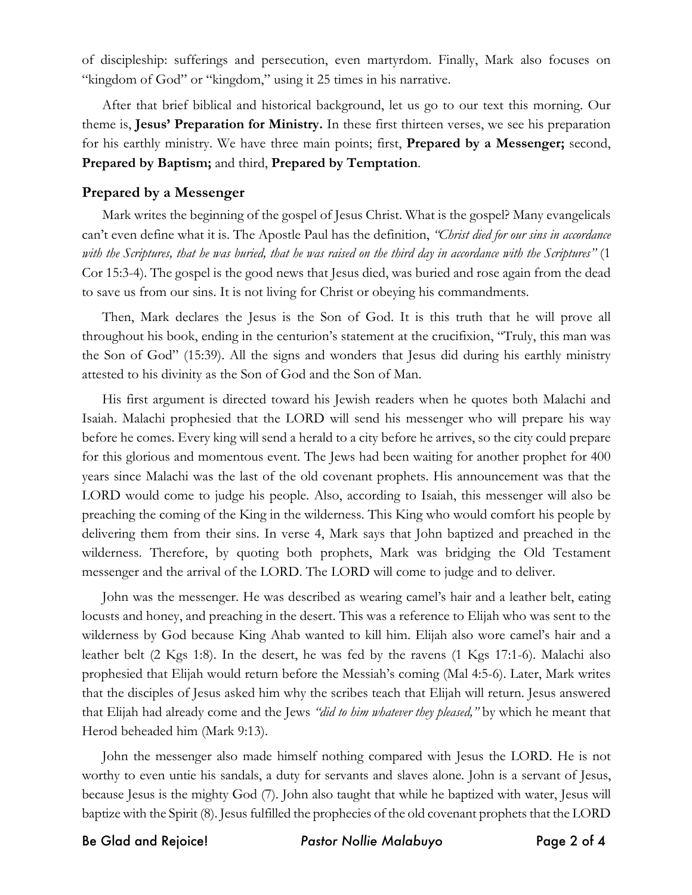of discipleship: sufferings and persecution, even martyrdom. Finally, Mark also focuses on "kingdom of God" or "kingdom," using it 25 times in his narrative.

After that brief biblical and historical background, let us go to our text this morning. Our theme is, **Jesus' Preparation for Ministry.** In these first thirteen verses, we see his preparation for his earthly ministry. We have three main points; first, **Prepared by a Messenger;** second, **Prepared by Baptism;** and third, **Prepared by Temptation**.

### Prepared by a Messenger

Mark writes the beginning of the gospel of Jesus Christ. What is the gospel? Many evangelicals can't even define what it is. The Apostle Paul has the definition, *"Christ died for our sins in accordance with the Scriptures, that he was buried, that he was raised on the third day in accordance with the Scriptures"* (1 Cor 15:3-4). The gospel is the good news that Jesus died, was buried and rose again from the dead to save us from our sins. It is not living for Christ or obeying his commandments.

Then, Mark declares the Jesus is the Son of God. It is this truth that he will prove all throughout his book, ending in the centurion's statement at the crucifixion, "Truly, this man was the Son of God" (15:39). All the signs and wonders that Jesus did during his earthly ministry attested to his divinity as the Son of God and the Son of Man.

His first argument is directed toward his Jewish readers when he quotes both Malachi and Isaiah. Malachi prophesied that the LORD will send his messenger who will prepare his way before he comes. Every king will send a herald to a city before he arrives, so the city could prepare for this glorious and momentous event. The Jews had been waiting for another prophet for 400 years since Malachi was the last of the old covenant prophets. His announcement was that the LORD would come to judge his people. Also, according to Isaiah, this messenger will also be preaching the coming of the King in the wilderness. This King who would comfort his people by delivering them from their sins. In verse 4, Mark says that John baptized and preached in the wilderness. Therefore, by quoting both prophets, Mark was bridging the Old Testament messenger and the arrival of the LORD. The LORD will come to judge and to deliver.

John was the messenger. He was described as wearing camel's hair and a leather belt, eating locusts and honey, and preaching in the desert. This was a reference to Elijah who was sent to the wilderness by God because King Ahab wanted to kill him. Elijah also wore camel's hair and a leather belt (2 Kgs 1:8). In the desert, he was fed by the ravens (1 Kgs 17:1-6). Malachi also prophesied that Elijah would return before the Messiah's coming (Mal 4:5-6). Later, Mark writes that the disciples of Jesus asked him why the scribes teach that Elijah will return. Jesus answered that Elijah had already come and the Jews *"did to him whatever they pleased,"* by which he meant that Herod beheaded him (Mark 9:13).

John the messenger also made himself nothing compared with Jesus the LORD. He is not worthy to even untie his sandals, a duty for servants and slaves alone. John is a servant of Jesus, because Jesus is the mighty God (7). John also taught that while he baptized with water, Jesus will baptize with the Spirit (8). Jesus fulfilled the prophecies of the old covenant prophets that the LORD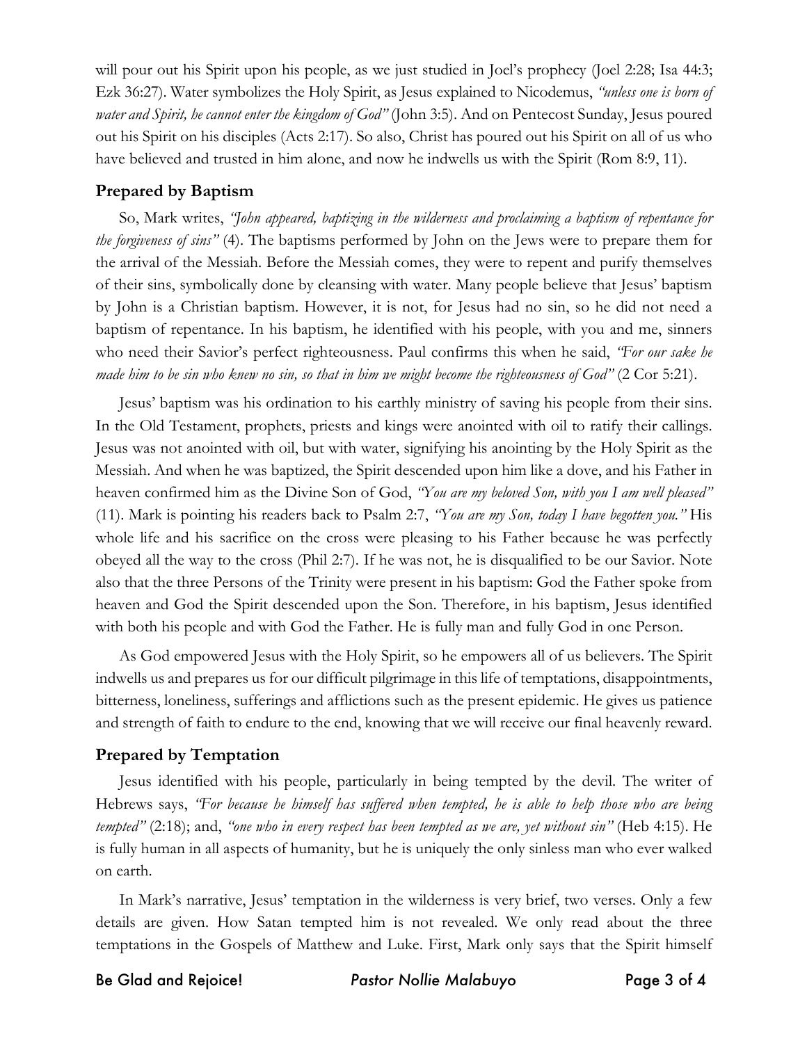will pour out his Spirit upon his people, as we just studied in Joel's prophecy (Joel 2:28; Isa 44:3; Ezk 36:27). Water symbolizes the Holy Spirit, as Jesus explained to Nicodemus, *"unless one is born of water and Spirit, he cannot enter the kingdom of God"* (John 3:5). And on Pentecost Sunday, Jesus poured out his Spirit on his disciples (Acts 2:17). So also, Christ has poured out his Spirit on all of us who have believed and trusted in him alone, and now he indwells us with the Spirit (Rom 8:9, 11).

## Prepared by Baptism

So, Mark writes, *"John appeared, baptizing in the wilderness and proclaiming a baptism of repentance for the forgiveness of sins"* (4). The baptisms performed by John on the Jews were to prepare them for the arrival of the Messiah. Before the Messiah comes, they were to repent and purify themselves of their sins, symbolically done by cleansing with water. Many people believe that Jesus' baptism by John is a Christian baptism. However, it is not, for Jesus had no sin, so he did not need a baptism of repentance. In his baptism, he identified with his people, with you and me, sinners who need their Savior's perfect righteousness. Paul confirms this when he said, *"For our sake he made him to be sin who knew no sin, so that in him we might become the righteousness of God"* (2 Cor 5:21).

Jesus' baptism was his ordination to his earthly ministry of saving his people from their sins. In the Old Testament, prophets, priests and kings were anointed with oil to ratify their callings. Jesus was not anointed with oil, but with water, signifying his anointing by the Holy Spirit as the Messiah. And when he was baptized, the Spirit descended upon him like a dove, and his Father in heaven confirmed him as the Divine Son of God, *"You are my beloved Son, with you I am well pleased"* (11). Mark is pointing his readers back to Psalm 2:7, *"You are my Son, today I have begotten you."* His whole life and his sacrifice on the cross were pleasing to his Father because he was perfectly obeyed all the way to the cross (Phil 2:7). If he was not, he is disqualified to be our Savior. Note also that the three Persons of the Trinity were present in his baptism: God the Father spoke from heaven and God the Spirit descended upon the Son. Therefore, in his baptism, Jesus identified with both his people and with God the Father. He is fully man and fully God in one Person.

As God empowered Jesus with the Holy Spirit, so he empowers all of us believers. The Spirit indwells us and prepares us for our difficult pilgrimage in this life of temptations, disappointments, bitterness, loneliness, sufferings and afflictions such as the present epidemic. He gives us patience and strength of faith to endure to the end, knowing that we will receive our final heavenly reward.

## Prepared by Temptation

Jesus identified with his people, particularly in being tempted by the devil. The writer of Hebrews says, *"For because he himself has suffered when tempted, he is able to help those who are being tempted"* (2:18); and, *"one who in every respect has been tempted as we are, yet without sin"* (Heb 4:15). He is fully human in all aspects of humanity, but he is uniquely the only sinless man who ever walked on earth.

In Mark's narrative, Jesus' temptation in the wilderness is very brief, two verses. Only a few details are given. How Satan tempted him is not revealed. We only read about the three temptations in the Gospels of Matthew and Luke. First, Mark only says that the Spirit himself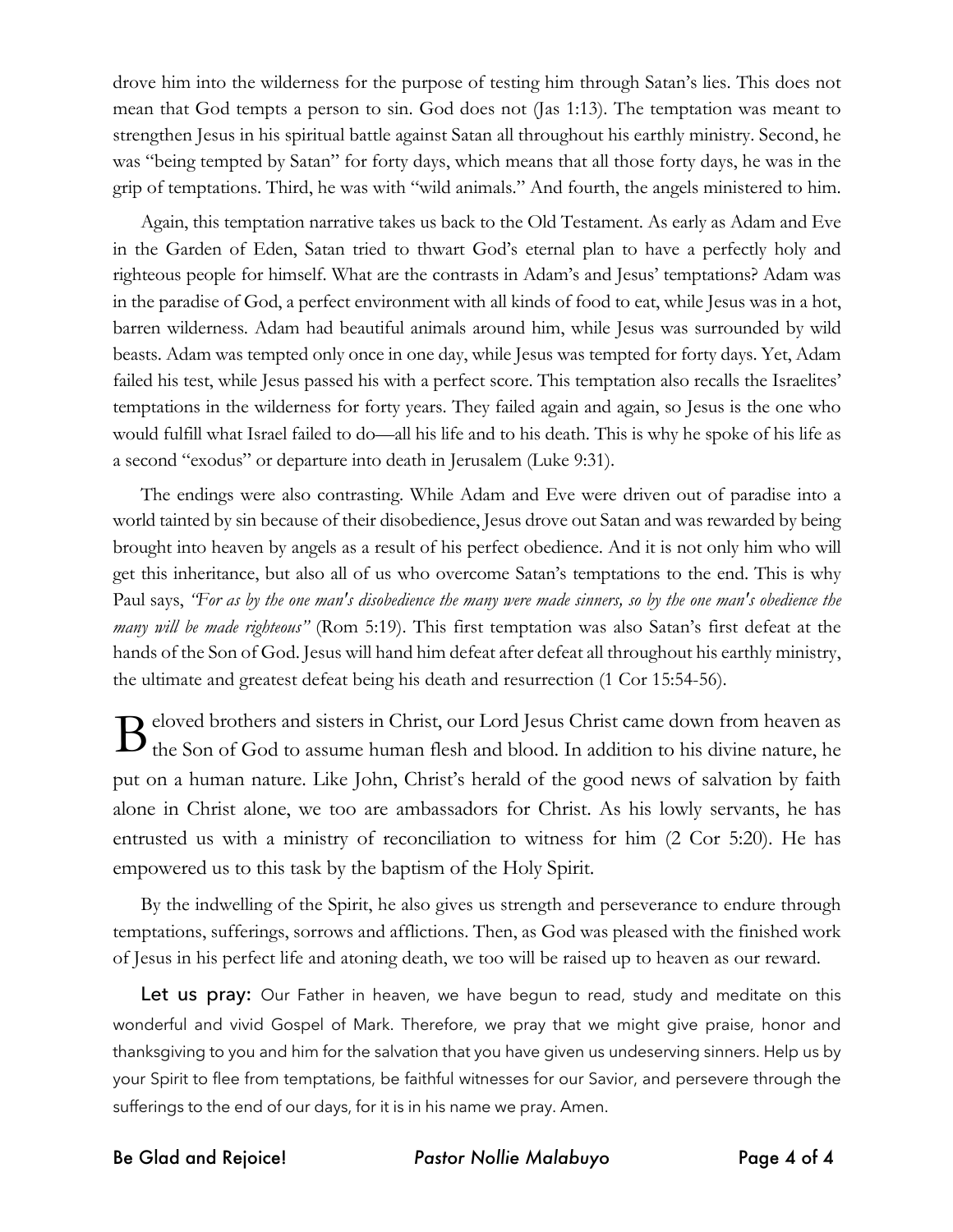drove him into the wilderness for the purpose of testing him through Satan's lies. This does not mean that God tempts a person to sin. God does not (Jas 1:13). The temptation was meant to strengthen Jesus in his spiritual battle against Satan all throughout his earthly ministry. Second, he was "being tempted by Satan" for forty days, which means that all those forty days, he was in the grip of temptations. Third, he was with "wild animals." And fourth, the angels ministered to him.

Again, this temptation narrative takes us back to the Old Testament. As early as Adam and Eve in the Garden of Eden, Satan tried to thwart God's eternal plan to have a perfectly holy and righteous people for himself. What are the contrasts in Adam's and Jesus' temptations? Adam was in the paradise of God, a perfect environment with all kinds of food to eat, while Jesus was in a hot, barren wilderness. Adam had beautiful animals around him, while Jesus was surrounded by wild beasts. Adam was tempted only once in one day, while Jesus was tempted for forty days. Yet, Adam failed his test, while Jesus passed his with a perfect score. This temptation also recalls the Israelites' temptations in the wilderness for forty years. They failed again and again, so Jesus is the one who would fulfill what Israel failed to do—all his life and to his death. This is why he spoke of his life as a second "exodus" or departure into death in Jerusalem (Luke 9:31).

The endings were also contrasting. While Adam and Eve were driven out of paradise into a world tainted by sin because of their disobedience, Jesus drove out Satan and was rewarded by being brought into heaven by angels as a result of his perfect obedience. And it is not only him who will get this inheritance, but also all of us who overcome Satan's temptations to the end. This is why Paul says, *"For as by the one man's disobedience the many were made sinners, so by the one man's obedience the many will be made righteous"* (Rom 5:19). This first temptation was also Satan's first defeat at the hands of the Son of God. Jesus will hand him defeat after defeat all throughout his earthly ministry, the ultimate and greatest defeat being his death and resurrection (1 Cor 15:54-56).

Beloved brothers and sisters in Christ, our Lord Jesus Christ came down from heaven as the Son of God to assume human flesh and blood. In addition to his divine nature, he put on a human nature. Like John, Christ's herald of the good news of salvation by faith alone in Christ alone, we too are ambassadors for Christ. As his lowly servants, he has entrusted us with a ministry of reconciliation to witness for him (2 Cor 5:20). He has empowered us to this task by the baptism of the Holy Spirit.

By the indwelling of the Spirit, he also gives us strength and perseverance to endure through temptations, sufferings, sorrows and afflictions. Then, as God was pleased with the finished work of Jesus in his perfect life and atoning death, we too will be raised up to heaven as our reward.

**Let us pray:** Our Father in heaven, we have begun to read, study and meditate on this wonderful and vivid Gospel of Mark. Therefore, we pray that we might give praise, honor and thanksgiving to you and him for the salvation that you have given us undeserving sinners. Help us by your Spirit to flee from temptations, be faithful witnesses for our Savior, and persevere through the sufferings to the end of our days, for it is in his name we pray. Amen.